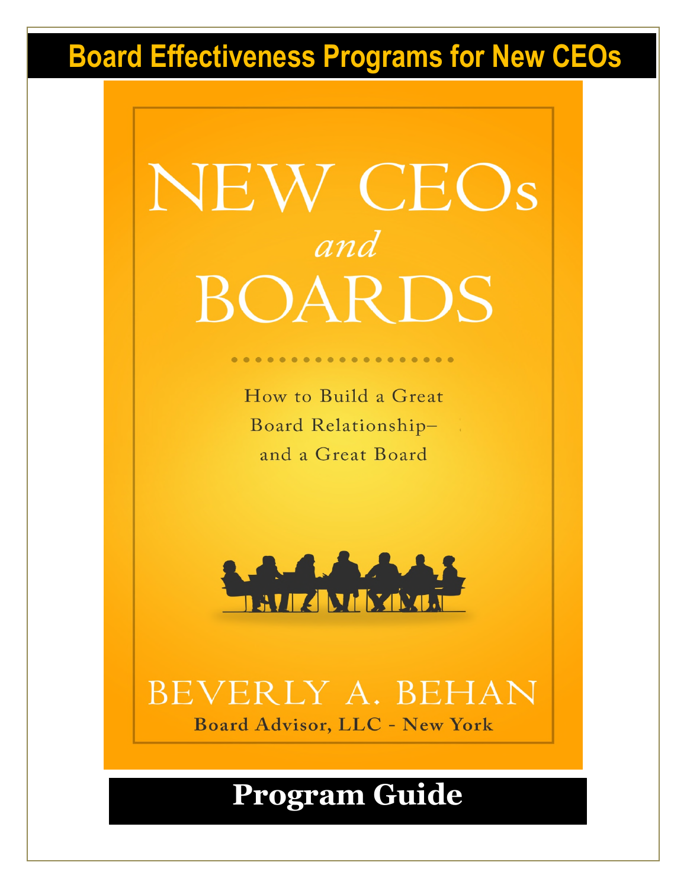# Board Effectiveness Programs for New CEOs

NEW CEOs *and* BOARDS

How to Build a Great Board Relationship– and a Great Board

BEVERLY A. BEHAN

Board Advisor, LLC - New York

## Program Guide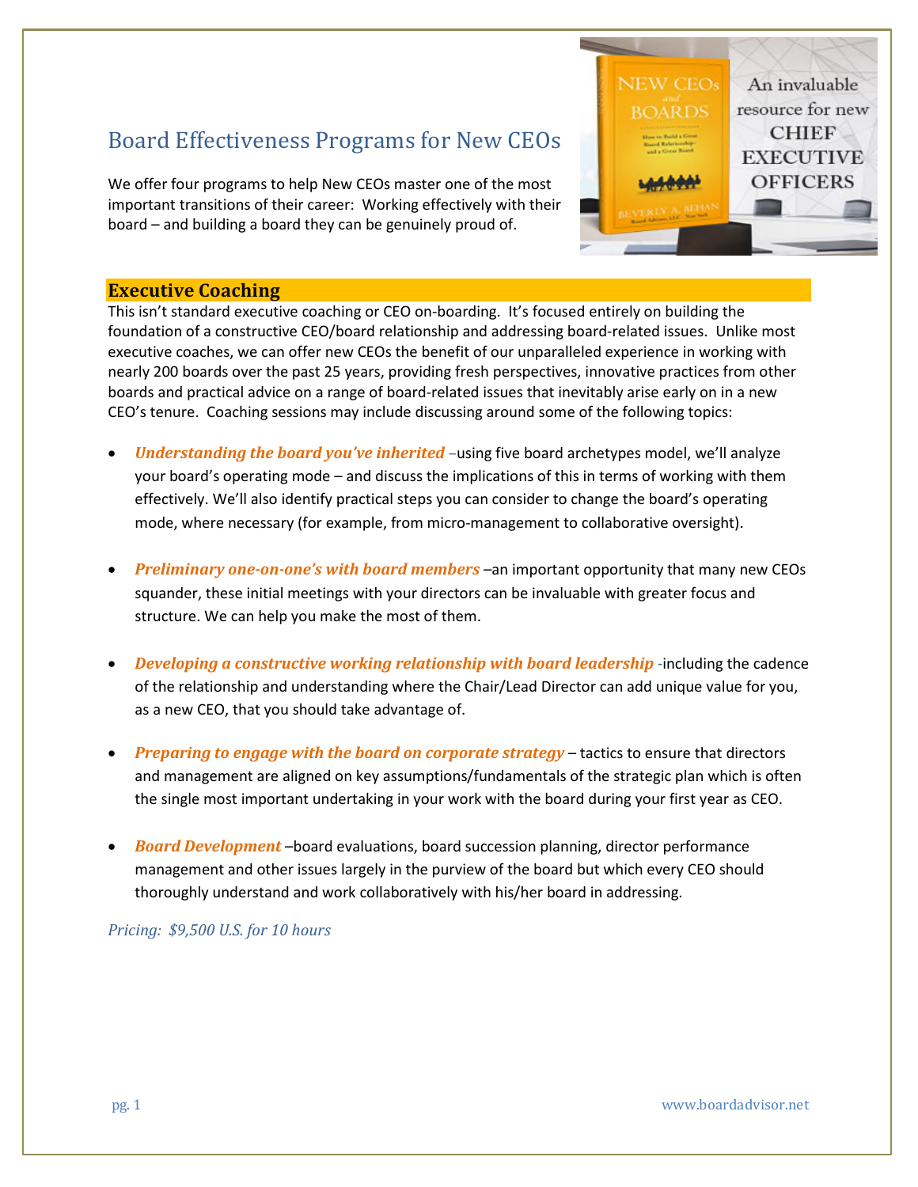# Board Effectiveness Programs for New CEOs

We offer four programs to help New CEOs master one of the most important transitions of their career: Working effectively with their board – and building a board they can be genuinely proud of.

## Executive Coaching

This isn't standard executive coaching or CEO on-boarding. It's focused entirely on building the foundation of a constructive CEO/board relationship and addressing board-related issues. Unlike most executive coaches, we can offer new CEOs the benefit of our unparalleled experience in working with nearly 200 boards over the past 25 years, providing fresh perspectives, innovative practices from other boards and practical advice on a range of board-related issues that inevitably arise early on in a new CEO's tenure. Coaching sessions may include discussing around some of the following topics:

- ***Understanding the board you've inherited*** –using five board archetypes model, we'll analyze your board's operating mode – and discuss the implications of this in terms of working with them effectively. We'll also identify practical steps you can consider to change the board's operating mode, where necessary (for example, from micro-management to collaborative oversight).

- ***Preliminary one-on-one's with board members*** –an important opportunity that many new CEOs squander, these initial meetings with your directors can be invaluable with greater focus and structure. We can help you make the most of them.

- ***Developing a constructive working relationship with board leadership*** -including the cadence of the relationship and understanding where the Chair/Lead Director can add unique value for you, as a new CEO, that you should take advantage of.

- ***Preparing to engage with the board on corporate strategy*** – tactics to ensure that directors and management are aligned on key assumptions/fundamentals of the strategic plan which is often the single most important undertaking in your work with the board during your first year as CEO.

- ***Board Development*** –board evaluations, board succession planning, director performance management and other issues largely in the purview of the board but which every CEO should thoroughly understand and work collaboratively with his/her board in addressing.

*Pricing: $9,500 U.S. for 10 hours*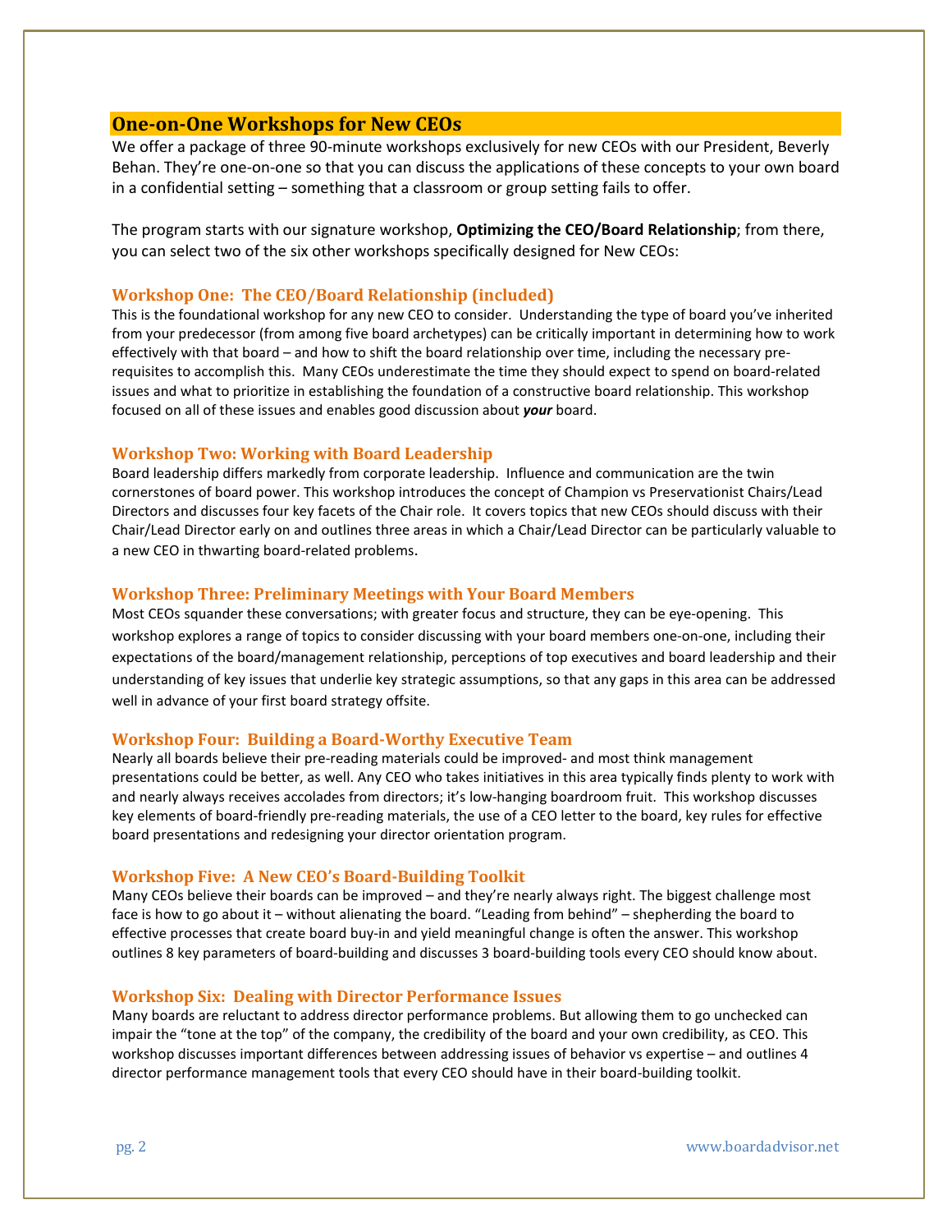## One-on-One Workshops for New CEOs

We offer a package of three 90-minute workshops exclusively for new CEOs with our President, Beverly Behan. They're one-on-one so that you can discuss the applications of these concepts to your own board in a confidential setting – something that a classroom or group setting fails to offer.

The program starts with our signature workshop, **Optimizing the CEO/Board Relationship**; from there, you can select two of the six other workshops specifically designed for New CEOs:

### Workshop One: The CEO/Board Relationship (included)

This is the foundational workshop for any new CEO to consider. Understanding the type of board you've inherited from your predecessor (from among five board archetypes) can be critically important in determining how to work effectively with that board – and how to shift the board relationship over time, including the necessary pre-requisites to accomplish this. Many CEOs underestimate the time they should expect to spend on board-related issues and what to prioritize in establishing the foundation of a constructive board relationship. This workshop focused on all of these issues and enables good discussion about ***your*** board.

### Workshop Two: Working with Board Leadership

Board leadership differs markedly from corporate leadership. Influence and communication are the twin cornerstones of board power. This workshop introduces the concept of Champion vs Preservationist Chairs/Lead Directors and discusses four key facets of the Chair role. It covers topics that new CEOs should discuss with their Chair/Lead Director early on and outlines three areas in which a Chair/Lead Director can be particularly valuable to a new CEO in thwarting board-related problems.

### Workshop Three: Preliminary Meetings with Your Board Members

Most CEOs squander these conversations; with greater focus and structure, they can be eye-opening. This workshop explores a range of topics to consider discussing with your board members one-on-one, including their expectations of the board/management relationship, perceptions of top executives and board leadership and their understanding of key issues that underlie key strategic assumptions, so that any gaps in this area can be addressed well in advance of your first board strategy offsite.

### Workshop Four: Building a Board-Worthy Executive Team

Nearly all boards believe their pre-reading materials could be improved- and most think management presentations could be better, as well. Any CEO who takes initiatives in this area typically finds plenty to work with and nearly always receives accolades from directors; it's low-hanging boardroom fruit. This workshop discusses key elements of board-friendly pre-reading materials, the use of a CEO letter to the board, key rules for effective board presentations and redesigning your director orientation program.

### Workshop Five: A New CEO's Board-Building Toolkit

Many CEOs believe their boards can be improved – and they're nearly always right. The biggest challenge most face is how to go about it – without alienating the board. "Leading from behind" – shepherding the board to effective processes that create board buy-in and yield meaningful change is often the answer. This workshop outlines 8 key parameters of board-building and discusses 3 board-building tools every CEO should know about.

### Workshop Six: Dealing with Director Performance Issues

Many boards are reluctant to address director performance problems. But allowing them to go unchecked can impair the "tone at the top" of the company, the credibility of the board and your own credibility, as CEO. This workshop discusses important differences between addressing issues of behavior vs expertise – and outlines 4 director performance management tools that every CEO should have in their board-building toolkit.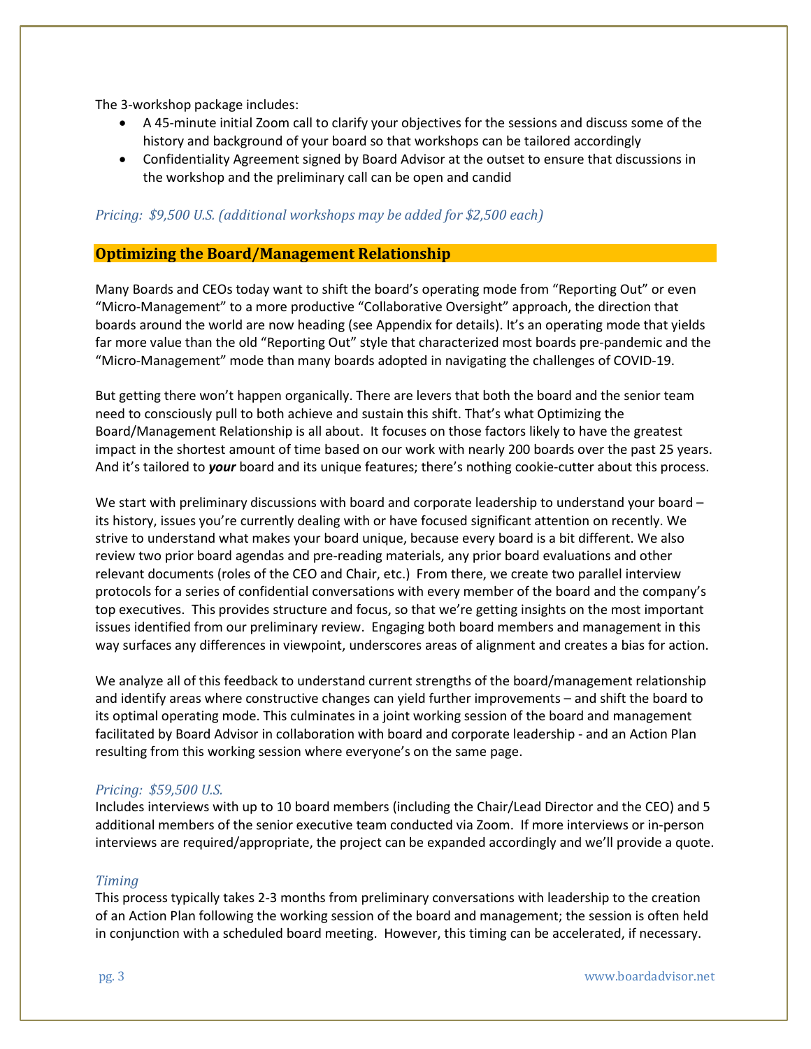The 3-workshop package includes:

- A 45-minute initial Zoom call to clarify your objectives for the sessions and discuss some of the history and background of your board so that workshops can be tailored accordingly
- Confidentiality Agreement signed by Board Advisor at the outset to ensure that discussions in the workshop and the preliminary call can be open and candid

*Pricing: $9,500 U.S. (additional workshops may be added for $2,500 each)*

## Optimizing the Board/Management Relationship

Many Boards and CEOs today want to shift the board's operating mode from "Reporting Out" or even "Micro-Management" to a more productive "Collaborative Oversight" approach, the direction that boards around the world are now heading (see Appendix for details). It's an operating mode that yields far more value than the old "Reporting Out" style that characterized most boards pre-pandemic and the "Micro-Management" mode than many boards adopted in navigating the challenges of COVID-19.

But getting there won't happen organically. There are levers that both the board and the senior team need to consciously pull to both achieve and sustain this shift. That's what Optimizing the Board/Management Relationship is all about. It focuses on those factors likely to have the greatest impact in the shortest amount of time based on our work with nearly 200 boards over the past 25 years. And it's tailored to ***your*** board and its unique features; there's nothing cookie-cutter about this process.

We start with preliminary discussions with board and corporate leadership to understand your board – its history, issues you're currently dealing with or have focused significant attention on recently. We strive to understand what makes your board unique, because every board is a bit different. We also review two prior board agendas and pre-reading materials, any prior board evaluations and other relevant documents (roles of the CEO and Chair, etc.) From there, we create two parallel interview protocols for a series of confidential conversations with every member of the board and the company's top executives. This provides structure and focus, so that we're getting insights on the most important issues identified from our preliminary review. Engaging both board members and management in this way surfaces any differences in viewpoint, underscores areas of alignment and creates a bias for action.

We analyze all of this feedback to understand current strengths of the board/management relationship and identify areas where constructive changes can yield further improvements – and shift the board to its optimal operating mode. This culminates in a joint working session of the board and management facilitated by Board Advisor in collaboration with board and corporate leadership - and an Action Plan resulting from this working session where everyone's on the same page.

*Pricing: $59,500 U.S.*

Includes interviews with up to 10 board members (including the Chair/Lead Director and the CEO) and 5 additional members of the senior executive team conducted via Zoom. If more interviews or in-person interviews are required/appropriate, the project can be expanded accordingly and we'll provide a quote.

*Timing*

This process typically takes 2-3 months from preliminary conversations with leadership to the creation of an Action Plan following the working session of the board and management; the session is often held in conjunction with a scheduled board meeting. However, this timing can be accelerated, if necessary.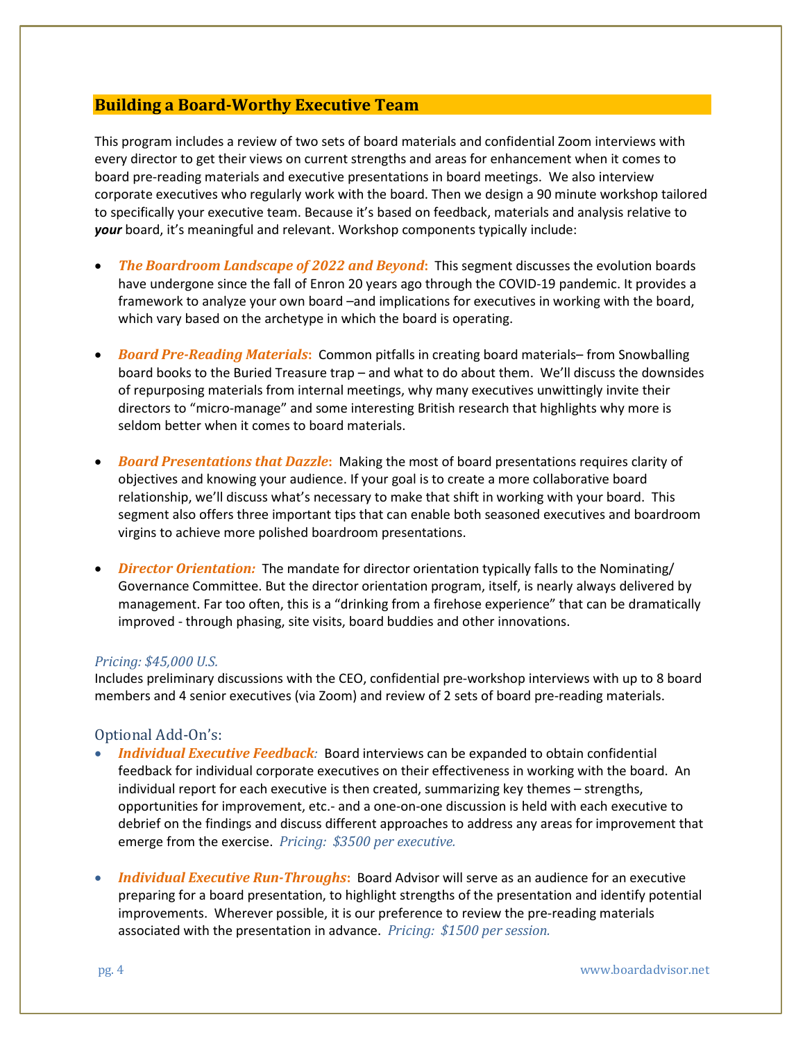## Building a Board-Worthy Executive Team

This program includes a review of two sets of board materials and confidential Zoom interviews with every director to get their views on current strengths and areas for enhancement when it comes to board pre-reading materials and executive presentations in board meetings. We also interview corporate executives who regularly work with the board. Then we design a 90 minute workshop tailored to specifically your executive team. Because it's based on feedback, materials and analysis relative to ***your*** board, it's meaningful and relevant. Workshop components typically include:

- ***The Boardroom Landscape of 2022 and Beyond*:** This segment discusses the evolution boards have undergone since the fall of Enron 20 years ago through the COVID-19 pandemic. It provides a framework to analyze your own board –and implications for executives in working with the board, which vary based on the archetype in which the board is operating.

- ***Board Pre-Reading Materials*:** Common pitfalls in creating board materials– from Snowballing board books to the Buried Treasure trap – and what to do about them. We'll discuss the downsides of repurposing materials from internal meetings, why many executives unwittingly invite their directors to "micro-manage" and some interesting British research that highlights why more is seldom better when it comes to board materials.

- ***Board Presentations that Dazzle*:** Making the most of board presentations requires clarity of objectives and knowing your audience. If your goal is to create a more collaborative board relationship, we'll discuss what's necessary to make that shift in working with your board. This segment also offers three important tips that can enable both seasoned executives and boardroom virgins to achieve more polished boardroom presentations.

- ***Director Orientation:*** The mandate for director orientation typically falls to the Nominating/ Governance Committee. But the director orientation program, itself, is nearly always delivered by management. Far too often, this is a "drinking from a firehose experience" that can be dramatically improved - through phasing, site visits, board buddies and other innovations.

*Pricing: $45,000 U.S.*
Includes preliminary discussions with the CEO, confidential pre-workshop interviews with up to 8 board members and 4 senior executives (via Zoom) and review of 2 sets of board pre-reading materials.

### Optional Add-On's:

- ***Individual Executive Feedback*:** Board interviews can be expanded to obtain confidential feedback for individual corporate executives on their effectiveness in working with the board. An individual report for each executive is then created, summarizing key themes – strengths, opportunities for improvement, etc.- and a one-on-one discussion is held with each executive to debrief on the findings and discuss different approaches to address any areas for improvement that emerge from the exercise. *Pricing: $3500 per executive.*

- ***Individual Executive Run-Throughs*:** Board Advisor will serve as an audience for an executive preparing for a board presentation, to highlight strengths of the presentation and identify potential improvements. Wherever possible, it is our preference to review the pre-reading materials associated with the presentation in advance. *Pricing: $1500 per session.*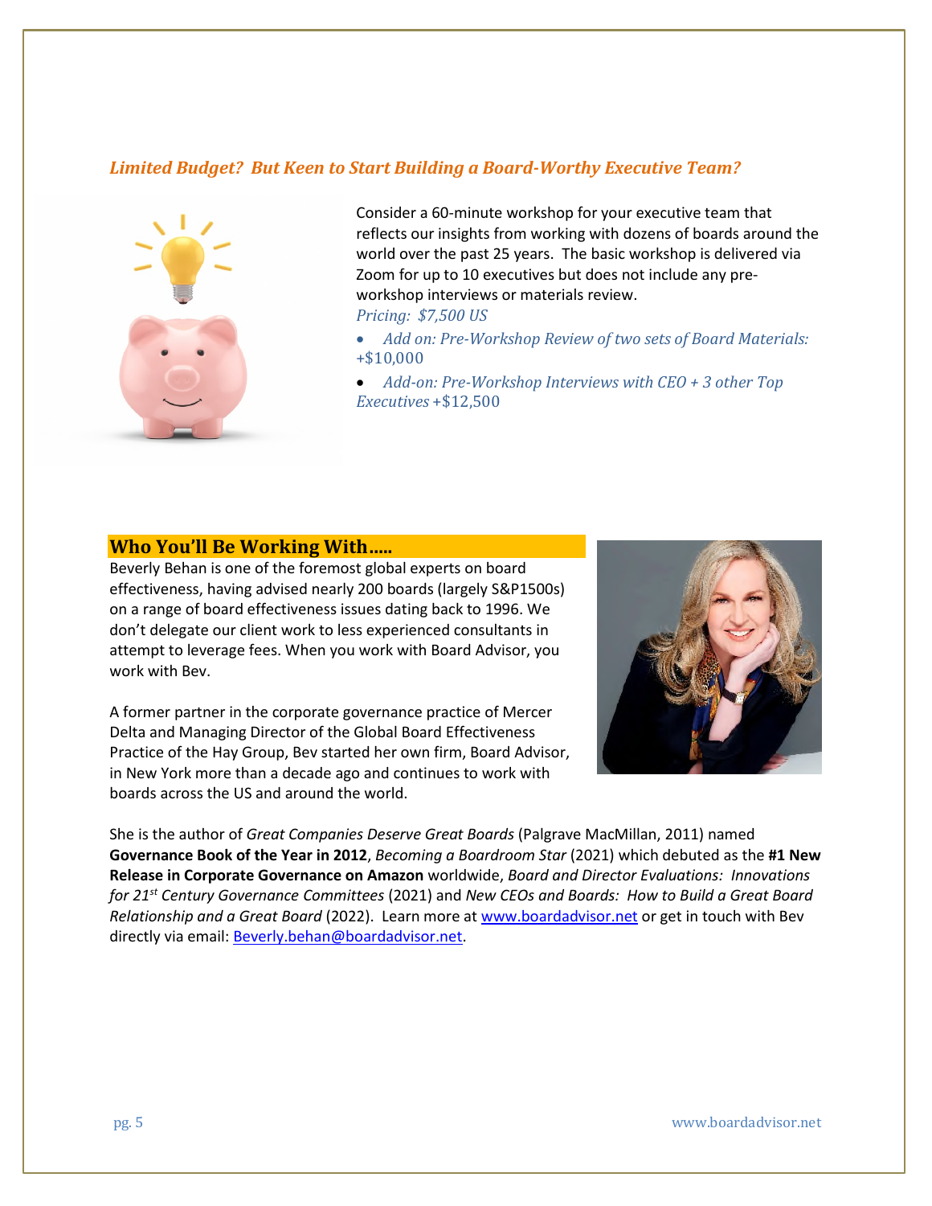### *Limited Budget? But Keen to Start Building a Board-Worthy Executive Team?*

Consider a 60-minute workshop for your executive team that reflects our insights from working with dozens of boards around the world over the past 25 years. The basic workshop is delivered via Zoom for up to 10 executives but does not include any pre-workshop interviews or materials review.

*Pricing: $7,500 US*

- *Add on: Pre-Workshop Review of two sets of Board Materials:* +$10,000
- *Add-on: Pre-Workshop Interviews with CEO + 3 other Top Executives* +$12,500

## Who You'll Be Working With.....

Beverly Behan is one of the foremost global experts on board effectiveness, having advised nearly 200 boards (largely S&P1500s) on a range of board effectiveness issues dating back to 1996. We don't delegate our client work to less experienced consultants in attempt to leverage fees. When you work with Board Advisor, you work with Bev.

A former partner in the corporate governance practice of Mercer Delta and Managing Director of the Global Board Effectiveness Practice of the Hay Group, Bev started her own firm, Board Advisor, in New York more than a decade ago and continues to work with boards across the US and around the world.

She is the author of *Great Companies Deserve Great Boards* (Palgrave MacMillan, 2011) named **Governance Book of the Year in 2012**, *Becoming a Boardroom Star* (2021) which debuted as the **#1 New Release in Corporate Governance on Amazon** worldwide, *Board and Director Evaluations: Innovations for 21st Century Governance Committees* (2021) and *New CEOs and Boards: How to Build a Great Board Relationship and a Great Board* (2022). Learn more at www.boardadvisor.net or get in touch with Bev directly via email: Beverly.behan@boardadvisor.net.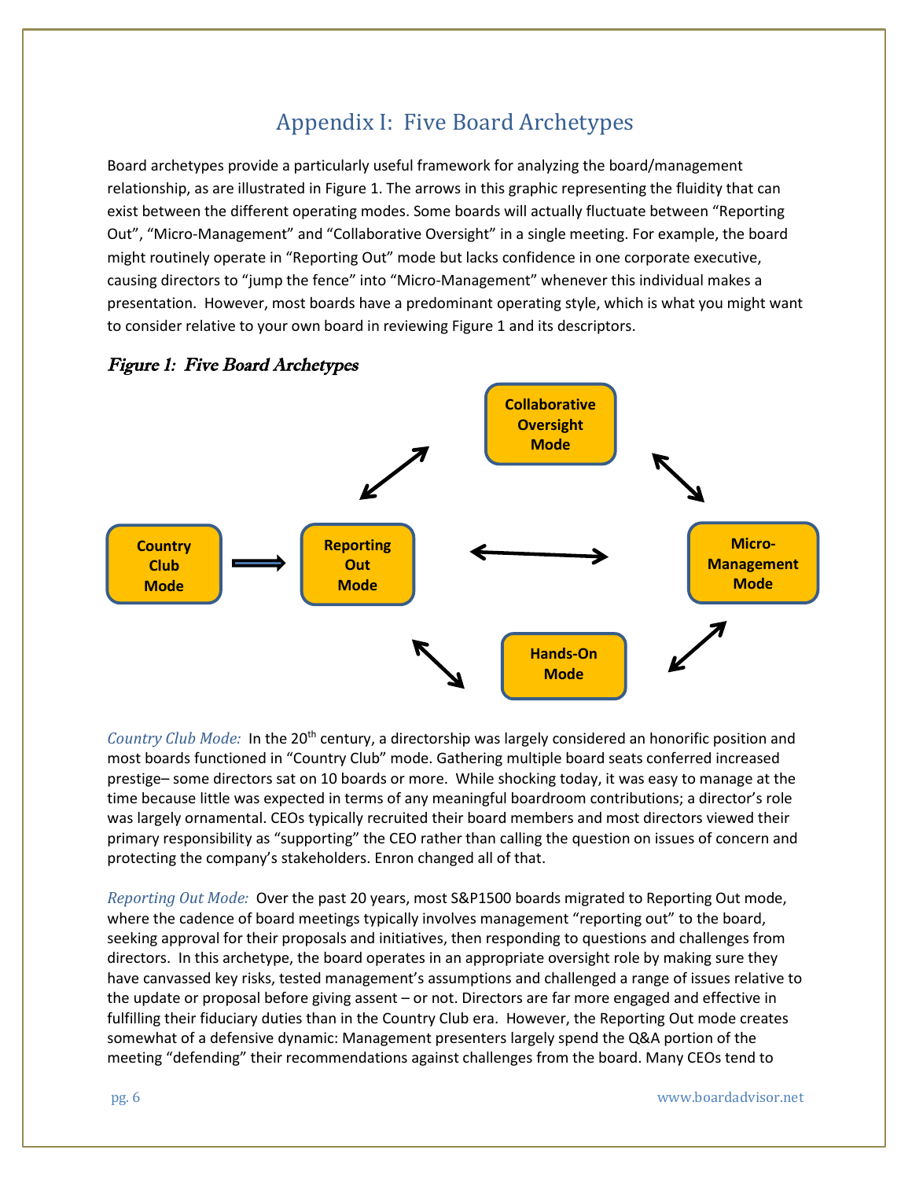# Appendix I: Five Board Archetypes

Board archetypes provide a particularly useful framework for analyzing the board/management relationship, as are illustrated in Figure 1. The arrows in this graphic representing the fluidity that can exist between the different operating modes. Some boards will actually fluctuate between "Reporting Out", "Micro-Management" and "Collaborative Oversight" in a single meeting. For example, the board might routinely operate in "Reporting Out" mode but lacks confidence in one corporate executive, causing directors to "jump the fence" into "Micro-Management" whenever this individual makes a presentation. However, most boards have a predominant operating style, which is what you might want to consider relative to your own board in reviewing Figure 1 and its descriptors.

***Figure 1: Five Board Archetypes***

Collaborative Oversight Mode

Country Club Mode → Reporting Out Mode ↔ Micro-Management Mode

Hands-On Mode

*Country Club Mode:* In the 20th century, a directorship was largely considered an honorific position and most boards functioned in "Country Club" mode. Gathering multiple board seats conferred increased prestige– some directors sat on 10 boards or more. While shocking today, it was easy to manage at the time because little was expected in terms of any meaningful boardroom contributions; a director's role was largely ornamental. CEOs typically recruited their board members and most directors viewed their primary responsibility as "supporting" the CEO rather than calling the question on issues of concern and protecting the company's stakeholders. Enron changed all of that.

*Reporting Out Mode:* Over the past 20 years, most S&P1500 boards migrated to Reporting Out mode, where the cadence of board meetings typically involves management "reporting out" to the board, seeking approval for their proposals and initiatives, then responding to questions and challenges from directors. In this archetype, the board operates in an appropriate oversight role by making sure they have canvassed key risks, tested management's assumptions and challenged a range of issues relative to the update or proposal before giving assent – or not. Directors are far more engaged and effective in fulfilling their fiduciary duties than in the Country Club era. However, the Reporting Out mode creates somewhat of a defensive dynamic: Management presenters largely spend the Q&A portion of the meeting "defending" their recommendations against challenges from the board. Many CEOs tend to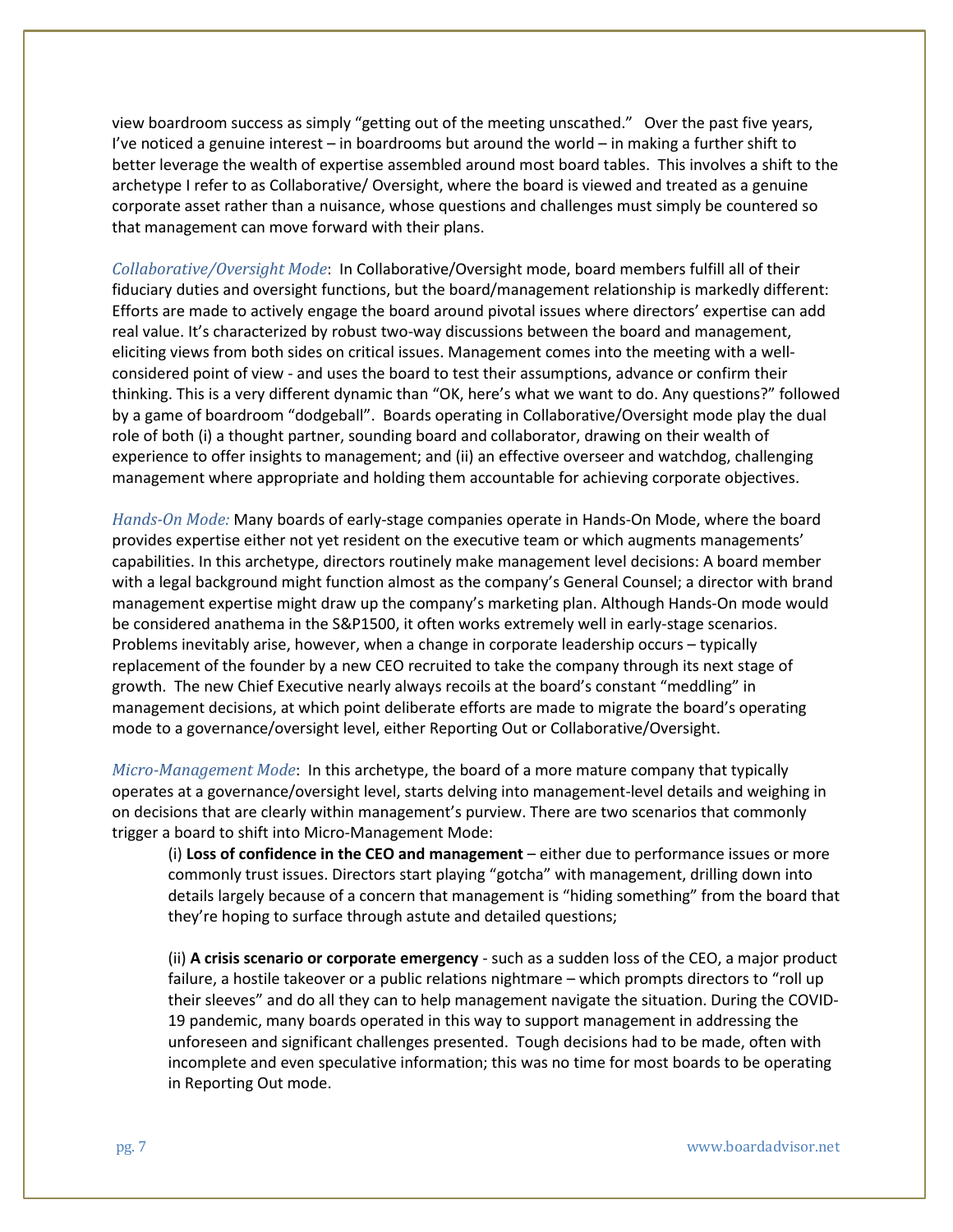view boardroom success as simply "getting out of the meeting unscathed." Over the past five years, I've noticed a genuine interest – in boardrooms but around the world – in making a further shift to better leverage the wealth of expertise assembled around most board tables. This involves a shift to the archetype I refer to as Collaborative/ Oversight, where the board is viewed and treated as a genuine corporate asset rather than a nuisance, whose questions and challenges must simply be countered so that management can move forward with their plans.

*Collaborative/Oversight Mode*: In Collaborative/Oversight mode, board members fulfill all of their fiduciary duties and oversight functions, but the board/management relationship is markedly different: Efforts are made to actively engage the board around pivotal issues where directors' expertise can add real value. It's characterized by robust two-way discussions between the board and management, eliciting views from both sides on critical issues. Management comes into the meeting with a well-considered point of view - and uses the board to test their assumptions, advance or confirm their thinking. This is a very different dynamic than "OK, here's what we want to do. Any questions?" followed by a game of boardroom "dodgeball". Boards operating in Collaborative/Oversight mode play the dual role of both (i) a thought partner, sounding board and collaborator, drawing on their wealth of experience to offer insights to management; and (ii) an effective overseer and watchdog, challenging management where appropriate and holding them accountable for achieving corporate objectives.

*Hands-On Mode:* Many boards of early-stage companies operate in Hands-On Mode, where the board provides expertise either not yet resident on the executive team or which augments managements' capabilities. In this archetype, directors routinely make management level decisions: A board member with a legal background might function almost as the company's General Counsel; a director with brand management expertise might draw up the company's marketing plan. Although Hands-On mode would be considered anathema in the S&P1500, it often works extremely well in early-stage scenarios. Problems inevitably arise, however, when a change in corporate leadership occurs – typically replacement of the founder by a new CEO recruited to take the company through its next stage of growth. The new Chief Executive nearly always recoils at the board's constant "meddling" in management decisions, at which point deliberate efforts are made to migrate the board's operating mode to a governance/oversight level, either Reporting Out or Collaborative/Oversight.

*Micro-Management Mode*: In this archetype, the board of a more mature company that typically operates at a governance/oversight level, starts delving into management-level details and weighing in on decisions that are clearly within management's purview. There are two scenarios that commonly trigger a board to shift into Micro-Management Mode:

(i) **Loss of confidence in the CEO and management** – either due to performance issues or more commonly trust issues. Directors start playing "gotcha" with management, drilling down into details largely because of a concern that management is "hiding something" from the board that they're hoping to surface through astute and detailed questions;

(ii) **A crisis scenario or corporate emergency** - such as a sudden loss of the CEO, a major product failure, a hostile takeover or a public relations nightmare – which prompts directors to "roll up their sleeves" and do all they can to help management navigate the situation. During the COVID-19 pandemic, many boards operated in this way to support management in addressing the unforeseen and significant challenges presented. Tough decisions had to be made, often with incomplete and even speculative information; this was no time for most boards to be operating in Reporting Out mode.